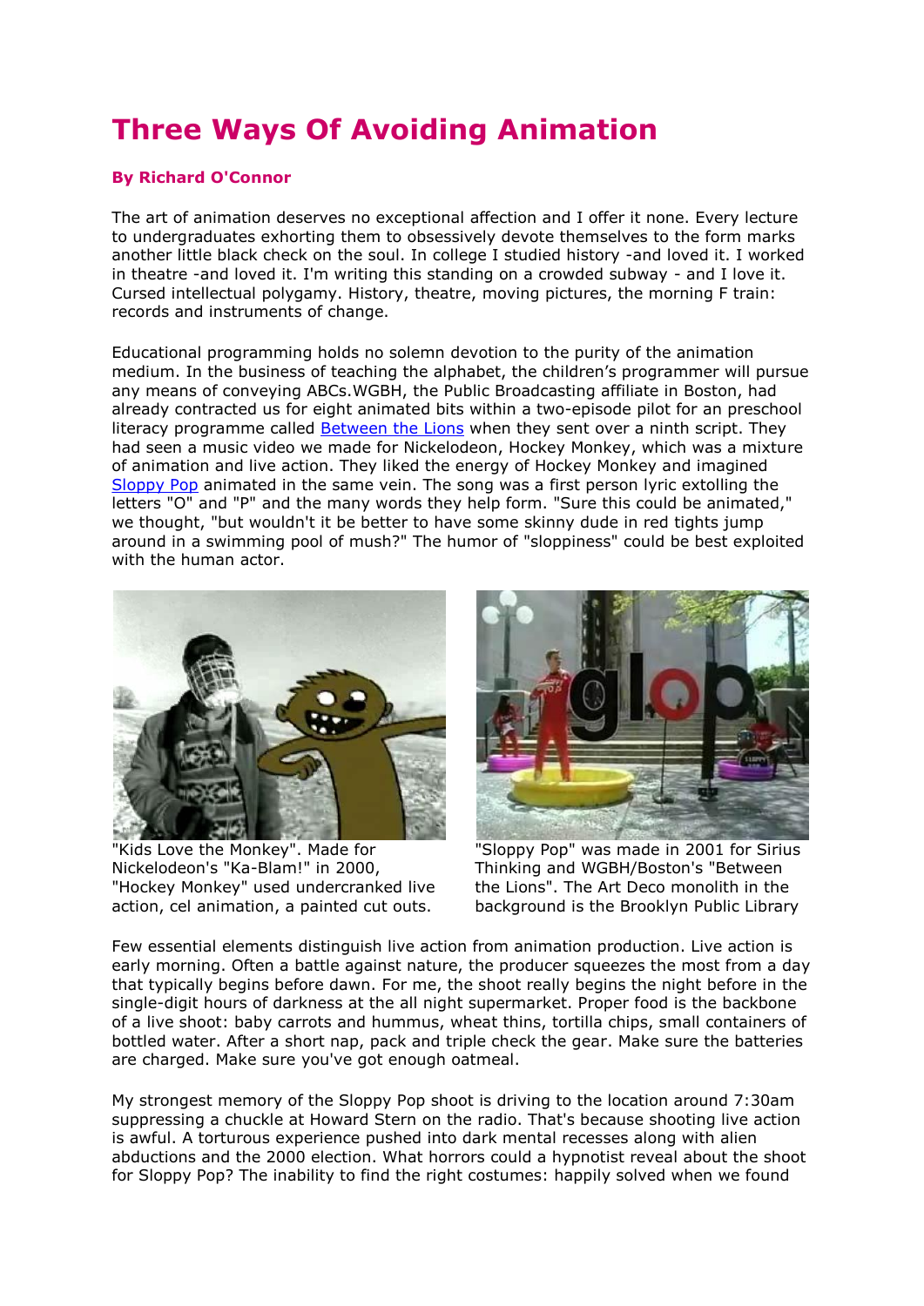# Three Ways Of Avoiding Animation

**By Richard O'Connor**

The art of animation deserves no exceptional affection and I offer it none. Every lecture to undergraduates exhorting them to obsessively devote themselves to the form marks another little black check on the soul. In college I studied history -and loved it. I worked in theatre -and loved it. I'm writing this standing on a crowded subway - and I love it. Cursed intellectual polygamy. History, theatre, moving pictures, the morning F train: records and instruments of change.

Educational programming holds no solemn devotion to the purity of the animation medium. In the business of teaching the alphabet, the children's programmer will pursue any means of conveying ABCs.WGBH, the Public Broadcasting affiliate in Boston, had already contracted us for eight animated bits within a two-episode pilot for an preschool literacy programme called Between the Lions when they sent over a ninth script. They had seen a music video we made for Nickelodeon, Hockey Monkey, which was a mixture of animation and live action. They liked the energy of Hockey Monkey and imagined Sloppy Pop animated in the same vein. The song was a first person lyric extolling the letters "O" and "P" and the many words they help form. "Sure this could be animated," we thought, "but wouldn't it be better to have some skinny dude in red tights jump around in a swimming pool of mush?" The humor of "sloppiness" could be best exploited with the human actor.

"Kids Love the Monkey". Made for Nickelodeon's "Ka-Blam!" in 2000, "Hockey Monkey" used undercranked live action, cel animation, a painted cut outs.

"Sloppy Pop" was made in 2001 for Sirius Thinking and WGBH/Boston's "Between the Lions". The Art Deco monolith in the background is the Brooklyn Public Library

Few essential elements distinguish live action from animation production. Live action is early morning. Often a battle against nature, the producer squeezes the most from a day that typically begins before dawn. For me, the shoot really begins the night before in the single-digit hours of darkness at the all night supermarket. Proper food is the backbone of a live shoot: baby carrots and hummus, wheat thins, tortilla chips, small containers of bottled water. After a short nap, pack and triple check the gear. Make sure the batteries are charged. Make sure you've got enough oatmeal.

My strongest memory of the Sloppy Pop shoot is driving to the location around 7:30am suppressing a chuckle at Howard Stern on the radio. That's because shooting live action is awful. A torturous experience pushed into dark mental recesses along with alien abductions and the 2000 election. What horrors could a hypnotist reveal about the shoot for Sloppy Pop? The inability to find the right costumes: happily solved when we found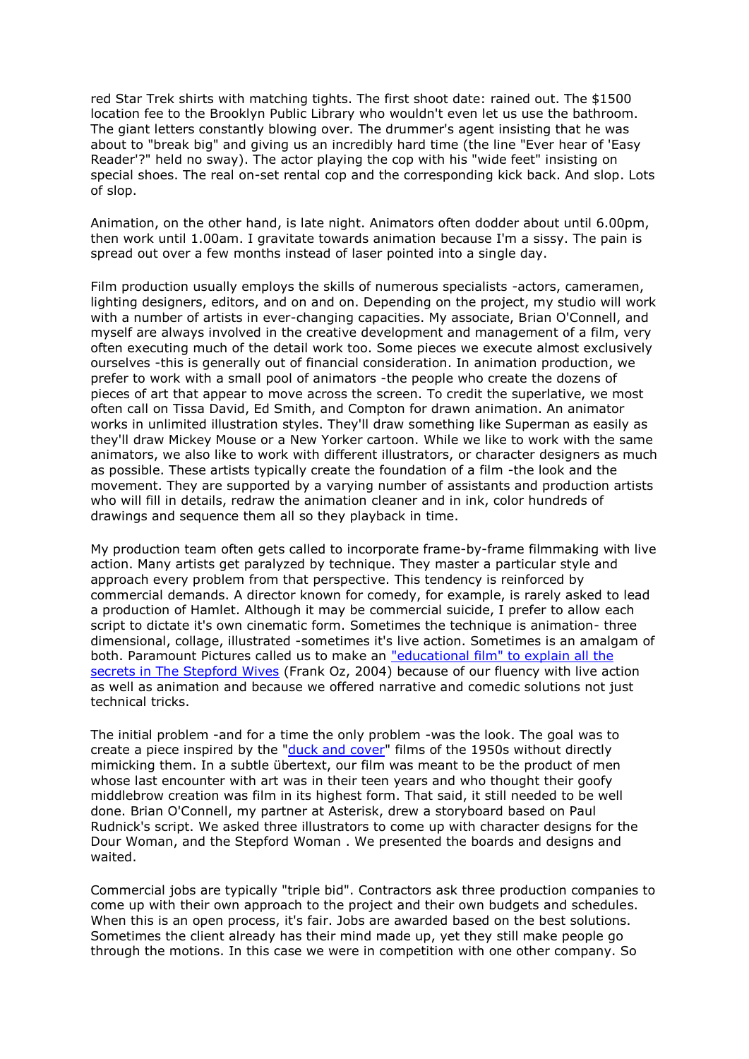red Star Trek shirts with matching tights. The first shoot date: rained out. The $1500 location fee to the Brooklyn Public Library who wouldn't even let us use the bathroom. The giant letters constantly blowing over. The drummer's agent insisting that he was about to "break big" and giving us an incredibly hard time (the line "Ever hear of 'Easy Reader'?" held no sway). The actor playing the cop with his "wide feet" insisting on special shoes. The real on-set rental cop and the corresponding kick back. And slop. Lots of slop.

Animation, on the other hand, is late night. Animators often dodder about until 6.00pm, then work until 1.00am. I gravitate towards animation because I'm a sissy. The pain is spread out over a few months instead of laser pointed into a single day.

Film production usually employs the skills of numerous specialists -actors, cameramen, lighting designers, editors, and on and on. Depending on the project, my studio will work with a number of artists in ever-changing capacities. My associate, Brian O'Connell, and myself are always involved in the creative development and management of a film, very often executing much of the detail work too. Some pieces we execute almost exclusively ourselves -this is generally out of financial consideration. In animation production, we prefer to work with a small pool of animators -the people who create the dozens of pieces of art that appear to move across the screen. To credit the superlative, we most often call on Tissa David, Ed Smith, and Compton for drawn animation. An animator works in unlimited illustration styles. They'll draw something like Superman as easily as they'll draw Mickey Mouse or a New Yorker cartoon. While we like to work with the same animators, we also like to work with different illustrators, or character designers as much as possible. These artists typically create the foundation of a film -the look and the movement. They are supported by a varying number of assistants and production artists who will fill in details, redraw the animation cleaner and in ink, color hundreds of drawings and sequence them all so they playback in time.

My production team often gets called to incorporate frame-by-frame filmmaking with live action. Many artists get paralyzed by technique. They master a particular style and approach every problem from that perspective. This tendency is reinforced by commercial demands. A director known for comedy, for example, is rarely asked to lead a production of Hamlet. Although it may be commercial suicide, I prefer to allow each script to dictate it's own cinematic form. Sometimes the technique is animation- three dimensional, collage, illustrated -sometimes it's live action. Sometimes is an amalgam of both. Paramount Pictures called us to make an "educational film" to explain all the secrets in The Stepford Wives (Frank Oz, 2004) because of our fluency with live action as well as animation and because we offered narrative and comedic solutions not just technical tricks.

The initial problem -and for a time the only problem -was the look. The goal was to create a piece inspired by the "duck and cover" films of the 1950s without directly mimicking them. In a subtle übertext, our film was meant to be the product of men whose last encounter with art was in their teen years and who thought their goofy middlebrow creation was film in its highest form. That said, it still needed to be well done. Brian O'Connell, my partner at Asterisk, drew a storyboard based on Paul Rudnick's script. We asked three illustrators to come up with character designs for the Dour Woman, and the Stepford Woman . We presented the boards and designs and waited.

Commercial jobs are typically "triple bid". Contractors ask three production companies to come up with their own approach to the project and their own budgets and schedules. When this is an open process, it's fair. Jobs are awarded based on the best solutions. Sometimes the client already has their mind made up, yet they still make people go through the motions. In this case we were in competition with one other company. So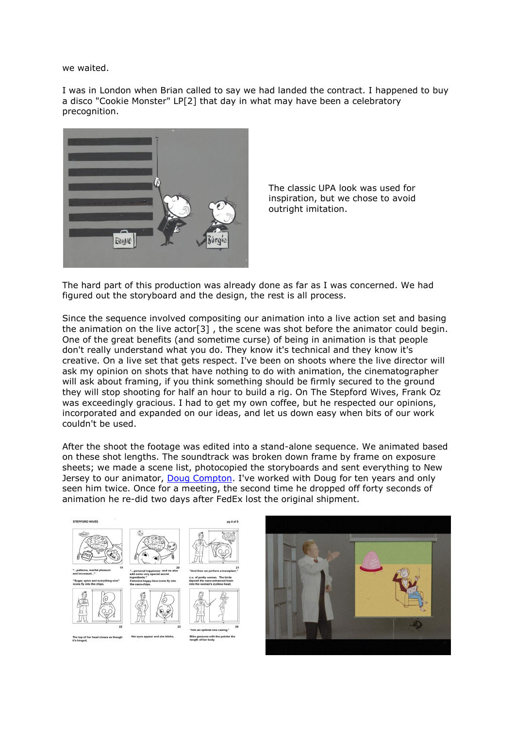we waited.

I was in London when Brian called to say we had landed the contract. I happened to buy a disco "Cookie Monster" LP[2] that day in what may have been a celebratory precognition.

The classic UPA look was used for inspiration, but we chose to avoid outright imitation.

The hard part of this production was already done as far as I was concerned. We had figured out the storyboard and the design, the rest is all process.

Since the sequence involved compositing our animation into a live action set and basing the animation on the live actor[3] , the scene was shot before the animator could begin. One of the great benefits (and sometime curse) of being in animation is that people don't really understand what you do. They know it's technical and they know it's creative. On a live set that gets respect. I've been on shoots where the live director will ask my opinion on shots that have nothing to do with animation, the cinematographer will ask about framing, if you think something should be firmly secured to the ground they will stop shooting for half an hour to build a rig. On The Stepford Wives, Frank Oz was exceedingly gracious. I had to get my own coffee, but he respected our opinions, incorporated and expanded on our ideas, and let us down easy when bits of our work couldn't be used.

After the shoot the footage was edited into a stand-alone sequence. We animated based on these shot lengths. The soundtrack was broken down frame by frame on exposure sheets; we made a scene list, photocopied the storyboards and sent everything to New Jersey to our animator, [Doug Compton](). I've worked with Doug for ten years and only seen him twice. Once for a meeting, the second time he dropped off forty seconds of animation he re-did two days after FedEx lost the original shipment.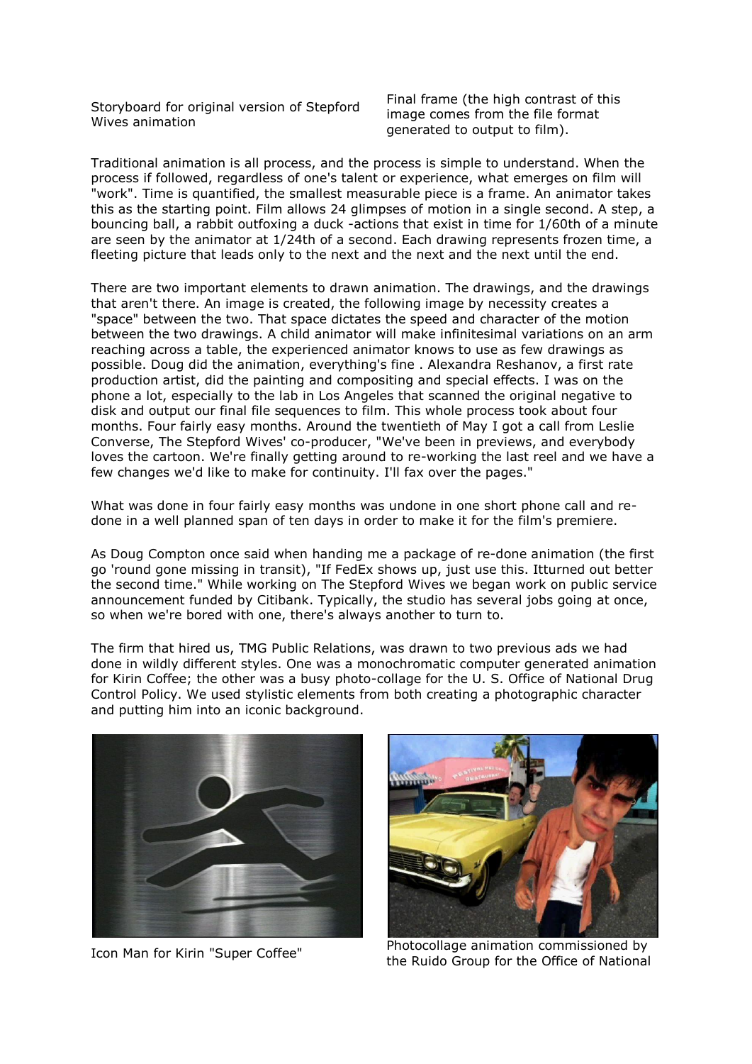Storyboard for original version of Stepford Wives animation

Final frame (the high contrast of this image comes from the file format generated to output to film).

Traditional animation is all process, and the process is simple to understand. When the process if followed, regardless of one's talent or experience, what emerges on film will "work". Time is quantified, the smallest measurable piece is a frame. An animator takes this as the starting point. Film allows 24 glimpses of motion in a single second. A step, a bouncing ball, a rabbit outfoxing a duck -actions that exist in time for 1/60th of a minute are seen by the animator at 1/24th of a second. Each drawing represents frozen time, a fleeting picture that leads only to the next and the next and the next until the end.

There are two important elements to drawn animation. The drawings, and the drawings that aren't there. An image is created, the following image by necessity creates a "space" between the two. That space dictates the speed and character of the motion between the two drawings. A child animator will make infinitesimal variations on an arm reaching across a table, the experienced animator knows to use as few drawings as possible. Doug did the animation, everything's fine . Alexandra Reshanov, a first rate production artist, did the painting and compositing and special effects. I was on the phone a lot, especially to the lab in Los Angeles that scanned the original negative to disk and output our final file sequences to film. This whole process took about four months. Four fairly easy months. Around the twentieth of May I got a call from Leslie Converse, The Stepford Wives' co-producer, "We've been in previews, and everybody loves the cartoon. We're finally getting around to re-working the last reel and we have a few changes we'd like to make for continuity. I'll fax over the pages."

What was done in four fairly easy months was undone in one short phone call and re-done in a well planned span of ten days in order to make it for the film's premiere.

As Doug Compton once said when handing me a package of re-done animation (the first go 'round gone missing in transit), "If FedEx shows up, just use this. Itturned out better the second time." While working on The Stepford Wives we began work on public service announcement funded by Citibank. Typically, the studio has several jobs going at once, so when we're bored with one, there's always another to turn to.

The firm that hired us, TMG Public Relations, was drawn to two previous ads we had done in wildly different styles. One was a monochromatic computer generated animation for Kirin Coffee; the other was a busy photo-collage for the U. S. Office of National Drug Control Policy. We used stylistic elements from both creating a photographic character and putting him into an iconic background.

Icon Man for Kirin "Super Coffee"

Photocollage animation commissioned by the Ruido Group for the Office of National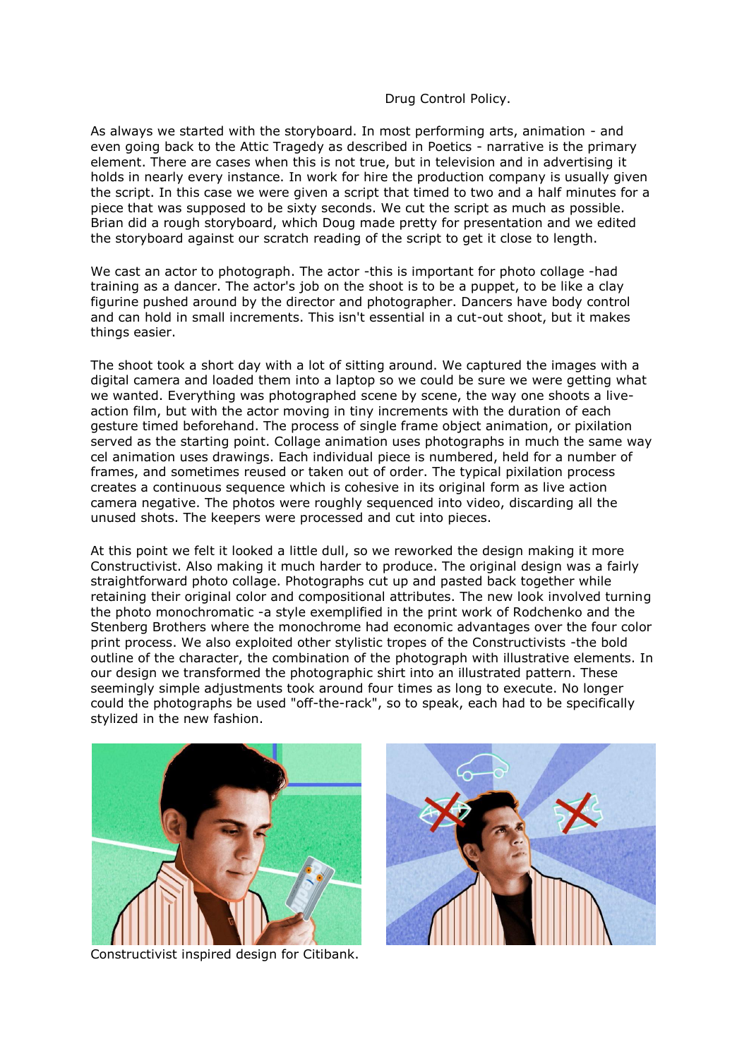Drug Control Policy.

As always we started with the storyboard. In most performing arts, animation - and even going back to the Attic Tragedy as described in Poetics - narrative is the primary element. There are cases when this is not true, but in television and in advertising it holds in nearly every instance. In work for hire the production company is usually given the script. In this case we were given a script that timed to two and a half minutes for a piece that was supposed to be sixty seconds. We cut the script as much as possible. Brian did a rough storyboard, which Doug made pretty for presentation and we edited the storyboard against our scratch reading of the script to get it close to length.

We cast an actor to photograph. The actor -this is important for photo collage -had training as a dancer. The actor's job on the shoot is to be a puppet, to be like a clay figurine pushed around by the director and photographer. Dancers have body control and can hold in small increments. This isn't essential in a cut-out shoot, but it makes things easier.

The shoot took a short day with a lot of sitting around. We captured the images with a digital camera and loaded them into a laptop so we could be sure we were getting what we wanted. Everything was photographed scene by scene, the way one shoots a live-action film, but with the actor moving in tiny increments with the duration of each gesture timed beforehand. The process of single frame object animation, or pixilation served as the starting point. Collage animation uses photographs in much the same way cel animation uses drawings. Each individual piece is numbered, held for a number of frames, and sometimes reused or taken out of order. The typical pixilation process creates a continuous sequence which is cohesive in its original form as live action camera negative. The photos were roughly sequenced into video, discarding all the unused shots. The keepers were processed and cut into pieces.

At this point we felt it looked a little dull, so we reworked the design making it more Constructivist. Also making it much harder to produce. The original design was a fairly straightforward photo collage. Photographs cut up and pasted back together while retaining their original color and compositional attributes. The new look involved turning the photo monochromatic -a style exemplified in the print work of Rodchenko and the Stenberg Brothers where the monochrome had economic advantages over the four color print process. We also exploited other stylistic tropes of the Constructivists -the bold outline of the character, the combination of the photograph with illustrative elements. In our design we transformed the photographic shirt into an illustrated pattern. These seemingly simple adjustments took around four times as long to execute. No longer could the photographs be used "off-the-rack", so to speak, each had to be specifically stylized in the new fashion.

Constructivist inspired design for Citibank.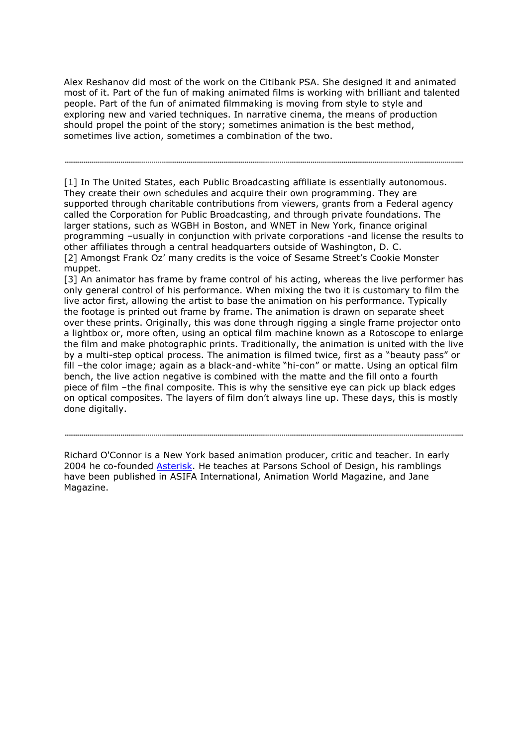Alex Reshanov did most of the work on the Citibank PSA. She designed it and animated most of it. Part of the fun of making animated films is working with brilliant and talented people. Part of the fun of animated filmmaking is moving from style to style and exploring new and varied techniques. In narrative cinema, the means of production should propel the point of the story; sometimes animation is the best method, sometimes live action, sometimes a combination of the two.

---

[1] In The United States, each Public Broadcasting affiliate is essentially autonomous. They create their own schedules and acquire their own programming. They are supported through charitable contributions from viewers, grants from a Federal agency called the Corporation for Public Broadcasting, and through private foundations. The larger stations, such as WGBH in Boston, and WNET in New York, finance original programming –usually in conjunction with private corporations -and license the results to other affiliates through a central headquarters outside of Washington, D. C.
[2] Amongst Frank Oz' many credits is the voice of Sesame Street's Cookie Monster muppet.
[3] An animator has frame by frame control of his acting, whereas the live performer has only general control of his performance. When mixing the two it is customary to film the live actor first, allowing the artist to base the animation on his performance. Typically the footage is printed out frame by frame. The animation is drawn on separate sheet over these prints. Originally, this was done through rigging a single frame projector onto a lightbox or, more often, using an optical film machine known as a Rotoscope to enlarge the film and make photographic prints. Traditionally, the animation is united with the live by a multi-step optical process. The animation is filmed twice, first as a "beauty pass" or fill –the color image; again as a black-and-white "hi-con" or matte. Using an optical film bench, the live action negative is combined with the matte and the fill onto a fourth piece of film –the final composite. This is why the sensitive eye can pick up black edges on optical composites. The layers of film don't always line up. These days, this is mostly done digitally.

---

Richard O'Connor is a New York based animation producer, critic and teacher. In early 2004 he co-founded Asterisk. He teaches at Parsons School of Design, his ramblings have been published in ASIFA International, Animation World Magazine, and Jane Magazine.